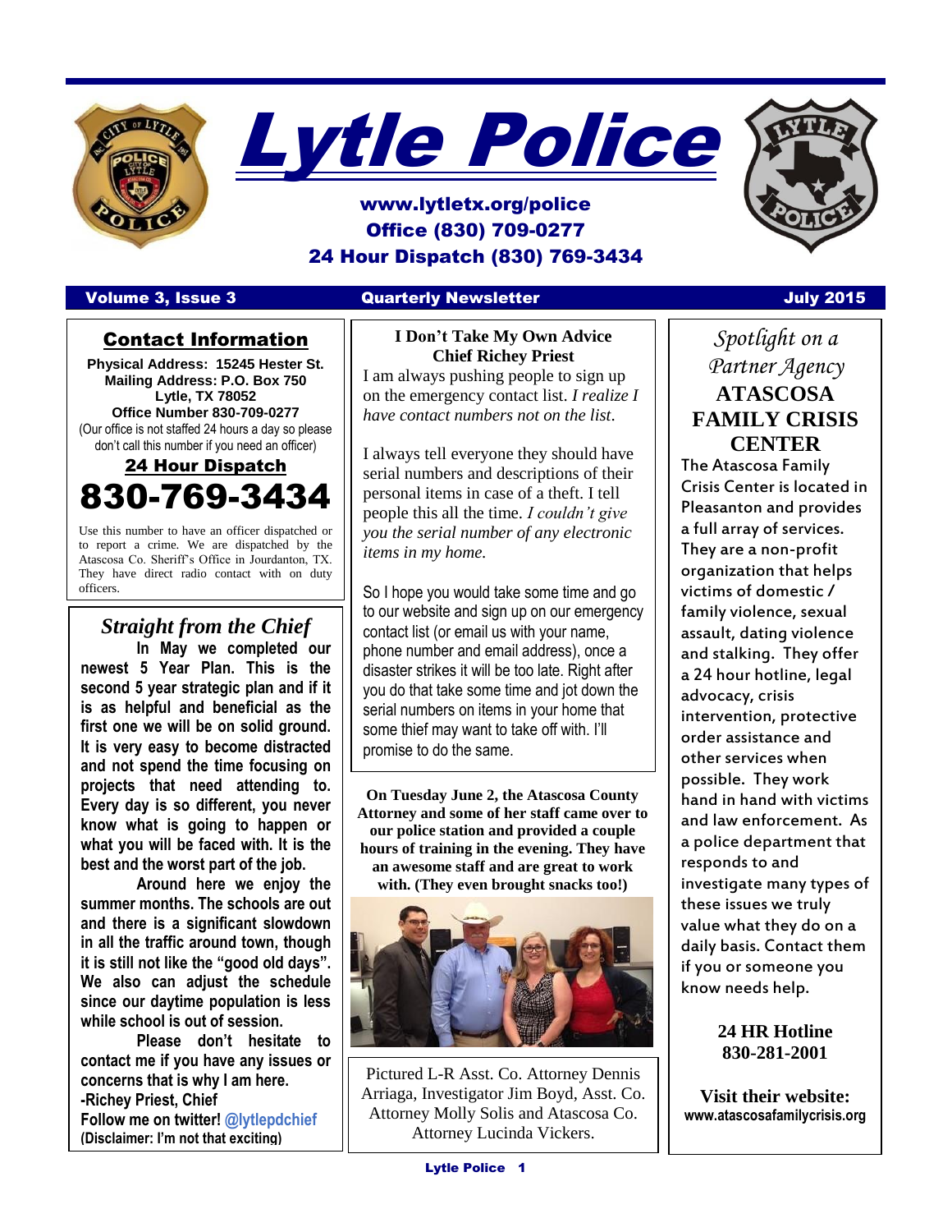# Lytle Police

www.lytletx.org/police
Office (830) 709-0277
24 Hour Dispatch (830) 769-3434

Volume 3, Issue 3 | Quarterly Newsletter | July 2015

## Contact Information

**Physical Address: 15245 Hester St.**
**Mailing Address: P.O. Box 750**
**Lytle, TX 78052**
**Office Number 830-709-0277**
(Our office is not staffed 24 hours a day so please don't call this number if you need an officer)

**24 Hour Dispatch**

# 830-769-3434

Use this number to have an officer dispatched or to report a crime. We are dispatched by the Atascosa Co. Sheriff's Office in Jourdanton, TX. They have direct radio contact with on duty officers.

## *Straight from the Chief*

**In May we completed our newest 5 Year Plan. This is the second 5 year strategic plan and if it is as helpful and beneficial as the first one we will be on solid ground. It is very easy to become distracted and not spend the time focusing on projects that need attending to. Every day is so different, you never know what is going to happen or what you will be faced with. It is the best and the worst part of the job.**

**Around here we enjoy the summer months. The schools are out and there is a significant slowdown in all the traffic around town, though it is still not like the "good old days". We also can adjust the schedule since our daytime population is less while school is out of session.**

**Please don't hesitate to contact me if you have any issues or concerns that is why I am here.**
**-Richey Priest, Chief**
**Follow me on twitter! @lytlepdchief**
**(Disclaimer: I'm not that exciting)**

**I Don't Take My Own Advice**
**Chief Richey Priest**

I am always pushing people to sign up on the emergency contact list. *I realize I have contact numbers not on the list.*

I always tell everyone they should have serial numbers and descriptions of their personal items in case of a theft. I tell people this all the time. *I couldn't give you the serial number of any electronic items in my home.*

So I hope you would take some time and go to our website and sign up on our emergency contact list (or email us with your name, phone number and email address), once a disaster strikes it will be too late. Right after you do that take some time and jot down the serial numbers on items in your home that some thief may want to take off with. I'll promise to do the same.

**On Tuesday June 2, the Atascosa County Attorney and some of her staff came over to our police station and provided a couple hours of training in the evening. They have an awesome staff and are great to work with. (They even brought snacks too!)**

Pictured L-R Asst. Co. Attorney Dennis Arriaga, Investigator Jim Boyd, Asst. Co. Attorney Molly Solis and Atascosa Co. Attorney Lucinda Vickers.

*Spotlight on a Partner Agency*

## ATASCOSA FAMILY CRISIS CENTER

The Atascosa Family Crisis Center is located in Pleasanton and provides a full array of services. They are a non-profit organization that helps victims of domestic / family violence, sexual assault, dating violence and stalking. They offer a 24 hour hotline, legal advocacy, crisis intervention, protective order assistance and other services when possible. They work hand in hand with victims and law enforcement. As a police department that responds to and investigate many types of these issues we truly value what they do on a daily basis. Contact them if you or someone you know needs help.

**24 HR Hotline**
**830-281-2001**

**Visit their website:**
**www.atascosafamilycrisis.org**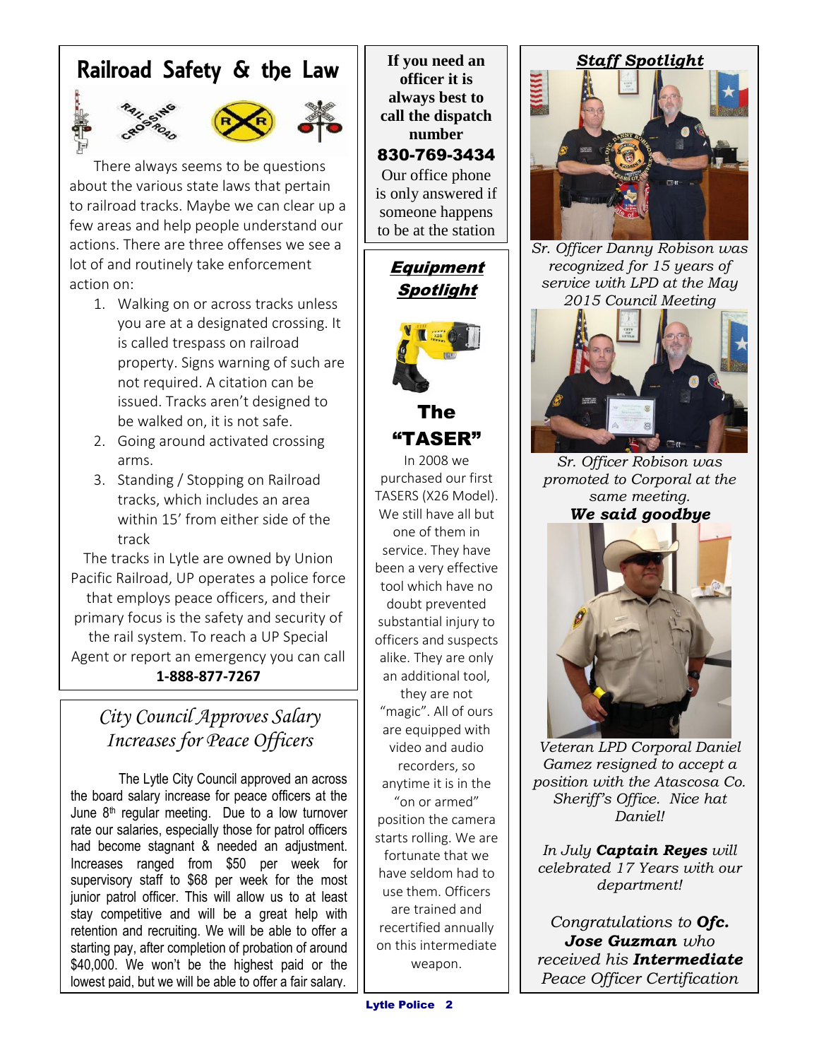# Railroad Safety & the Law

There always seems to be questions about the various state laws that pertain to railroad tracks. Maybe we can clear up a few areas and help people understand our actions. There are three offenses we see a lot of and routinely take enforcement action on:

1. Walking on or across tracks unless you are at a designated crossing. It is called trespass on railroad property. Signs warning of such are not required. A citation can be issued. Tracks aren't designed to be walked on, it is not safe.
2. Going around activated crossing arms.
3. Standing / Stopping on Railroad tracks, which includes an area within 15' from either side of the track

The tracks in Lytle are owned by Union Pacific Railroad, UP operates a police force that employs peace officers, and their primary focus is the safety and security of the rail system. To reach a UP Special Agent or report an emergency you can call

**1-888-877-7267**

## City Council Approves Salary Increases for Peace Officers

The Lytle City Council approved an across the board salary increase for peace officers at the June 8th regular meeting. Due to a low turnover rate our salaries, especially those for patrol officers had become stagnant & needed an adjustment. Increases ranged from $50 per week for supervisory staff to $68 per week for the most junior patrol officer. This will allow us to at least stay competitive and will be a great help with retention and recruiting. We will be able to offer a starting pay, after completion of probation of around $40,000. We won't be the highest paid or the lowest paid, but we will be able to offer a fair salary.

**If you need an officer it is always best to call the dispatch number**

**830-769-3434**

Our office phone is only answered if someone happens to be at the station

## *Equipment Spotlight*

## The "TASER"

In 2008 we purchased our first TASERS (X26 Model). We still have all but one of them in service. They have been a very effective tool which have no doubt prevented substantial injury to officers and suspects alike. They are only an additional tool, they are not "magic". All of ours are equipped with video and audio recorders, so anytime it is in the "on or armed" position the camera starts rolling. We are fortunate that we have seldom had to use them. Officers are trained and recertified annually on this intermediate weapon.

## *Staff Spotlight*

*Sr. Officer Danny Robison was recognized for 15 years of service with LPD at the May 2015 Council Meeting*

*Sr. Officer Robison was promoted to Corporal at the same meeting.*

***We said goodbye***

*Veteran LPD Corporal Daniel Gamez resigned to accept a position with the Atascosa Co. Sheriff's Office. Nice hat Daniel!*

*In July **Captain Reyes** will celebrated 17 Years with our department!*

*Congratulations to **Ofc. Jose Guzman** who received his **Intermediate** Peace Officer Certification*